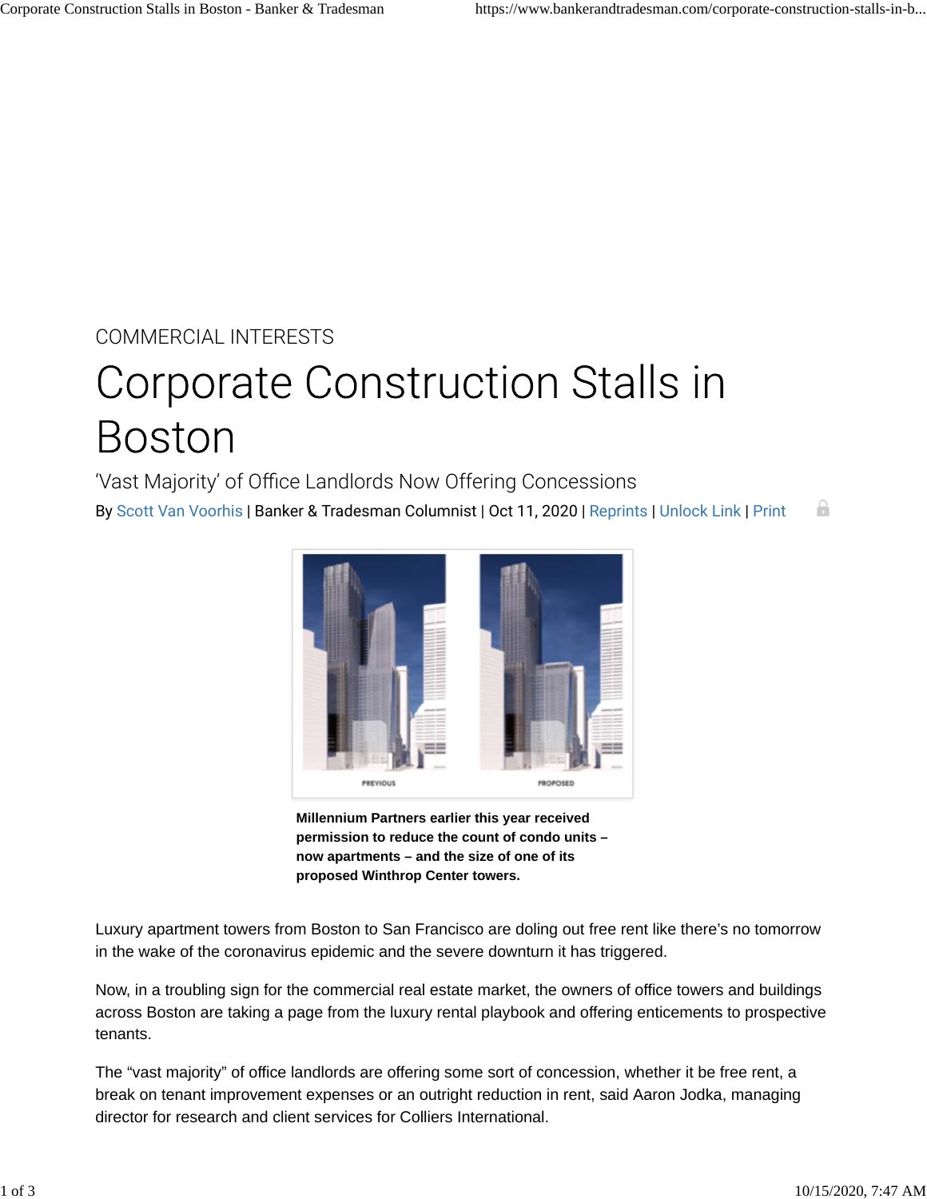COMMERCIAL INTERESTS

# Corporate Construction Stalls in Boston

## 'Vast Majority' of Office Landlords Now Offering Concessions

By Scott Van Voorhis | Banker & Tradesman Columnist | Oct 11, 2020 | Reprints | Unlock Link | Print

**Millennium Partners earlier this year received permission to reduce the count of condo units – now apartments – and the size of one of its proposed Winthrop Center towers.**

Luxury apartment towers from Boston to San Francisco are doling out free rent like there's no tomorrow in the wake of the coronavirus epidemic and the severe downturn it has triggered.

Now, in a troubling sign for the commercial real estate market, the owners of office towers and buildings across Boston are taking a page from the luxury rental playbook and offering enticements to prospective tenants.

The "vast majority" of office landlords are offering some sort of concession, whether it be free rent, a break on tenant improvement expenses or an outright reduction in rent, said Aaron Jodka, managing director for research and client services for Colliers International.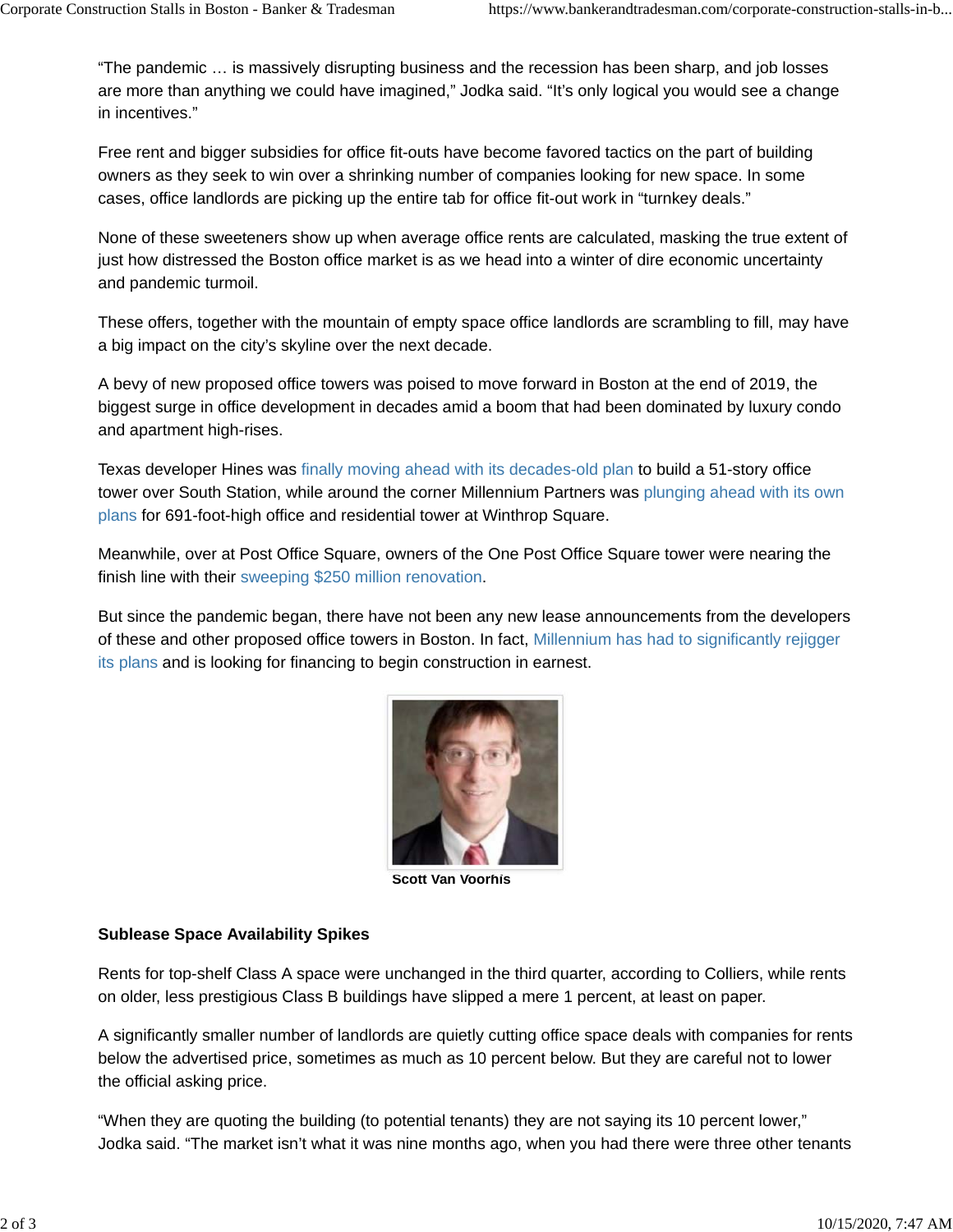"The pandemic … is massively disrupting business and the recession has been sharp, and job losses are more than anything we could have imagined," Jodka said. "It's only logical you would see a change in incentives."

Free rent and bigger subsidies for office fit-outs have become favored tactics on the part of building owners as they seek to win over a shrinking number of companies looking for new space. In some cases, office landlords are picking up the entire tab for office fit-out work in "turnkey deals."

None of these sweeteners show up when average office rents are calculated, masking the true extent of just how distressed the Boston office market is as we head into a winter of dire economic uncertainty and pandemic turmoil.

These offers, together with the mountain of empty space office landlords are scrambling to fill, may have a big impact on the city's skyline over the next decade.

A bevy of new proposed office towers was poised to move forward in Boston at the end of 2019, the biggest surge in office development in decades amid a boom that had been dominated by luxury condo and apartment high-rises.

Texas developer Hines was finally moving ahead with its decades-old plan to build a 51-story office tower over South Station, while around the corner Millennium Partners was plunging ahead with its own plans for 691-foot-high office and residential tower at Winthrop Square.

Meanwhile, over at Post Office Square, owners of the One Post Office Square tower were nearing the finish line with their sweeping $250 million renovation.

But since the pandemic began, there have not been any new lease announcements from the developers of these and other proposed office towers in Boston. In fact, Millennium has had to significantly rejigger its plans and is looking for financing to begin construction in earnest.

Scott Van Voorhis

**Sublease Space Availability Spikes**

Rents for top-shelf Class A space were unchanged in the third quarter, according to Colliers, while rents on older, less prestigious Class B buildings have slipped a mere 1 percent, at least on paper.

A significantly smaller number of landlords are quietly cutting office space deals with companies for rents below the advertised price, sometimes as much as 10 percent below. But they are careful not to lower the official asking price.

"When they are quoting the building (to potential tenants) they are not saying its 10 percent lower," Jodka said. "The market isn't what it was nine months ago, when you had there were three other tenants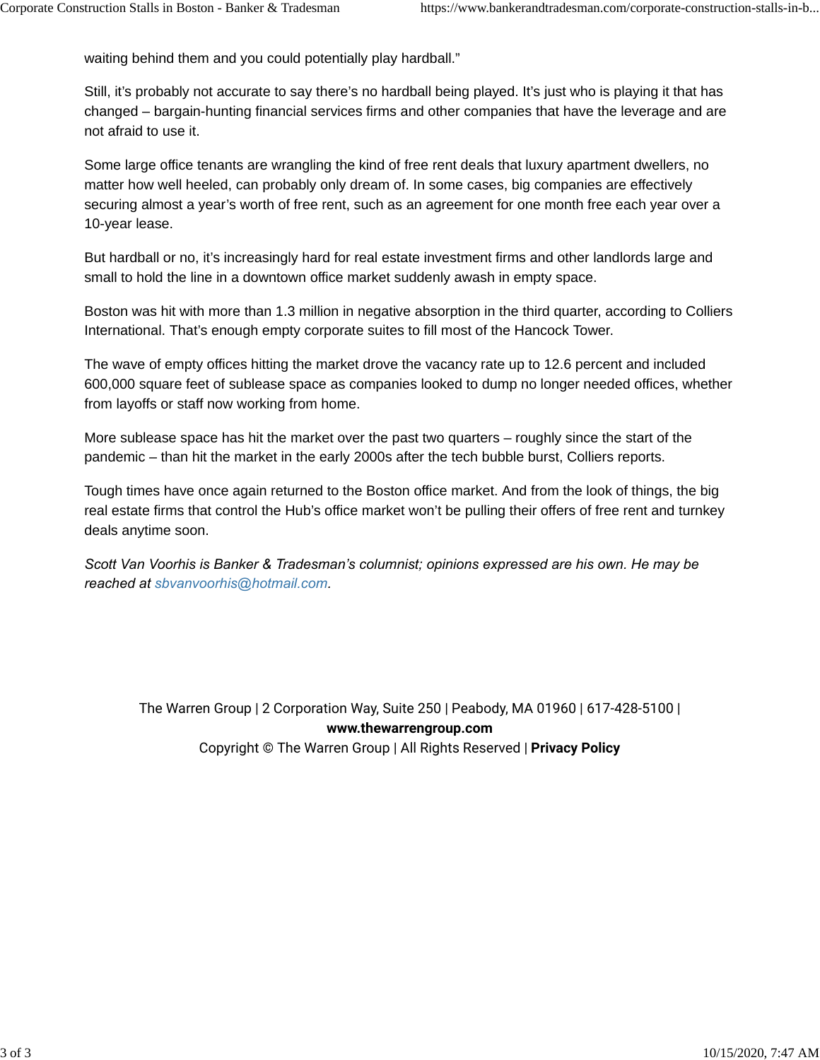waiting behind them and you could potentially play hardball."

Still, it's probably not accurate to say there's no hardball being played. It's just who is playing it that has changed – bargain-hunting financial services firms and other companies that have the leverage and are not afraid to use it.

Some large office tenants are wrangling the kind of free rent deals that luxury apartment dwellers, no matter how well heeled, can probably only dream of. In some cases, big companies are effectively securing almost a year's worth of free rent, such as an agreement for one month free each year over a 10-year lease.

But hardball or no, it's increasingly hard for real estate investment firms and other landlords large and small to hold the line in a downtown office market suddenly awash in empty space.

Boston was hit with more than 1.3 million in negative absorption in the third quarter, according to Colliers International. That's enough empty corporate suites to fill most of the Hancock Tower.

The wave of empty offices hitting the market drove the vacancy rate up to 12.6 percent and included 600,000 square feet of sublease space as companies looked to dump no longer needed offices, whether from layoffs or staff now working from home.

More sublease space has hit the market over the past two quarters – roughly since the start of the pandemic – than hit the market in the early 2000s after the tech bubble burst, Colliers reports.

Tough times have once again returned to the Boston office market. And from the look of things, the big real estate firms that control the Hub's office market won't be pulling their offers of free rent and turnkey deals anytime soon.

*Scott Van Voorhis is Banker & Tradesman's columnist; opinions expressed are his own. He may be reached at sbvanvoorhis@hotmail.com.*

The Warren Group | 2 Corporation Way, Suite 250 | Peabody, MA 01960 | 617-428-5100 | **www.thewarrengroup.com**

Copyright © The Warren Group | All Rights Reserved | **Privacy Policy**